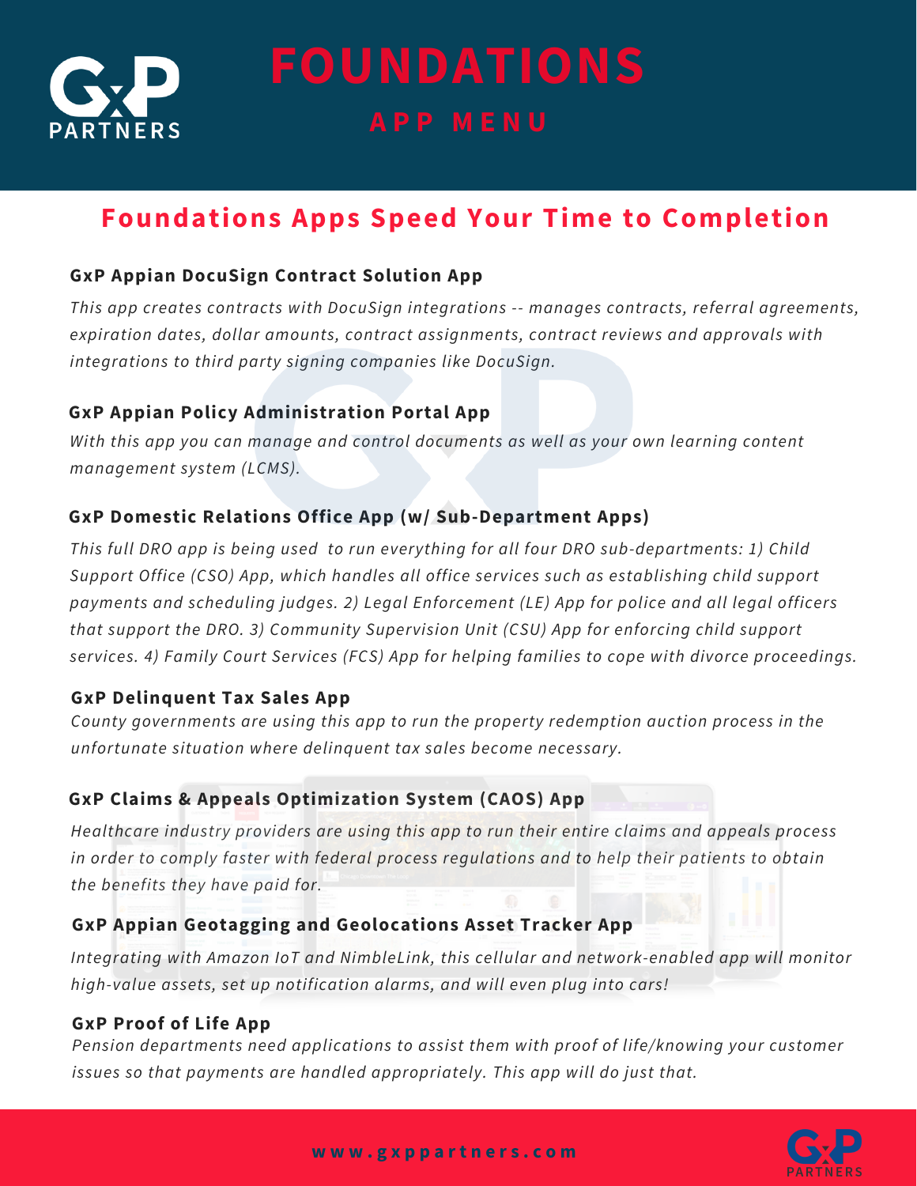# FOUNDATIONS

## APP MENU

## Foundations Apps Speed Your Time to Completion

### GxP Appian DocuSign Contract Solution App

*This app creates contracts with DocuSign integrations -- manages contracts, referral agreements, expiration dates, dollar amounts, contract assignments, contract reviews and approvals with integrations to third party signing companies like DocuSign.*

### GxP Appian Policy Administration Portal App

*With this app you can manage and control documents as well as your own learning content management system (LCMS).*

### GxP Domestic Relations Office App (w/ Sub-Department Apps)

*This full DRO app is being used to run everything for all four DRO sub-departments: 1) Child Support Office (CSO) App, which handles all office services such as establishing child support payments and scheduling judges. 2) Legal Enforcement (LE) App for police and all legal officers that support the DRO. 3) Community Supervision Unit (CSU) App for enforcing child support services. 4) Family Court Services (FCS) App for helping families to cope with divorce proceedings.*

### GxP Delinquent Tax Sales App

*County governments are using this app to run the property redemption auction process in the unfortunate situation where delinquent tax sales become necessary.*

### GxP Claims & Appeals Optimization System (CAOS) App

*Healthcare industry providers are using this app to run their entire claims and appeals process in order to comply faster with federal process regulations and to help their patients to obtain the benefits they have paid for.*

### GxP Appian Geotagging and Geolocations Asset Tracker App

*Integrating with Amazon IoT and NimbleLink, this cellular and network-enabled app will monitor high-value assets, set up notification alarms, and will even plug into cars!*

### GxP Proof of Life App

*Pension departments need applications to assist them with proof of life/knowing your customer issues so that payments are handled appropriately. This app will do just that.*

www.gxppartners.com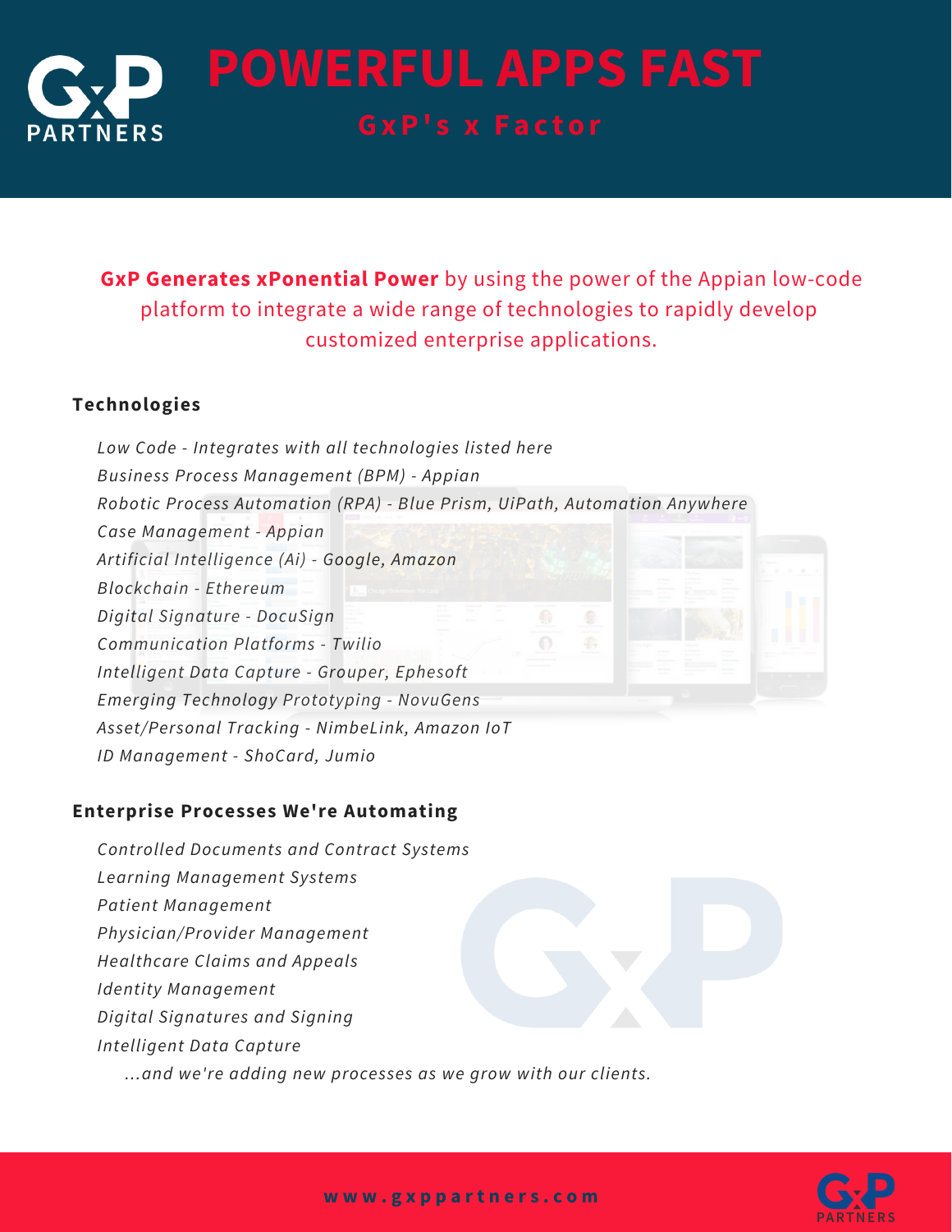# POWERFUL APPS FAST

## GxP's x Factor

**GxP Generates xPonential Power** by using the power of the Appian low-code platform to integrate a wide range of technologies to rapidly develop customized enterprise applications.

### Technologies

*Low Code - Integrates with all technologies listed here*
*Business Process Management (BPM) - Appian*
*Robotic Process Automation (RPA) - Blue Prism, UiPath, Automation Anywhere*
*Case Management - Appian*
*Artificial Intelligence (Ai) - Google, Amazon*
*Blockchain - Ethereum*
*Digital Signature - DocuSign*
*Communication Platforms - Twilio*
*Intelligent Data Capture - Grouper, Ephesoft*
*Emerging Technology Prototyping - NovuGens*
*Asset/Personal Tracking - NimbeLink, Amazon IoT*
*ID Management - ShoCard, Jumio*

### Enterprise Processes We're Automating

*Controlled Documents and Contract Systems*
*Learning Management Systems*
*Patient Management*
*Physician/Provider Management*
*Healthcare Claims and Appeals*
*Identity Management*
*Digital Signatures and Signing*
*Intelligent Data Capture*

*...and we're adding new processes as we grow with our clients.*

**www.gxppartners.com**